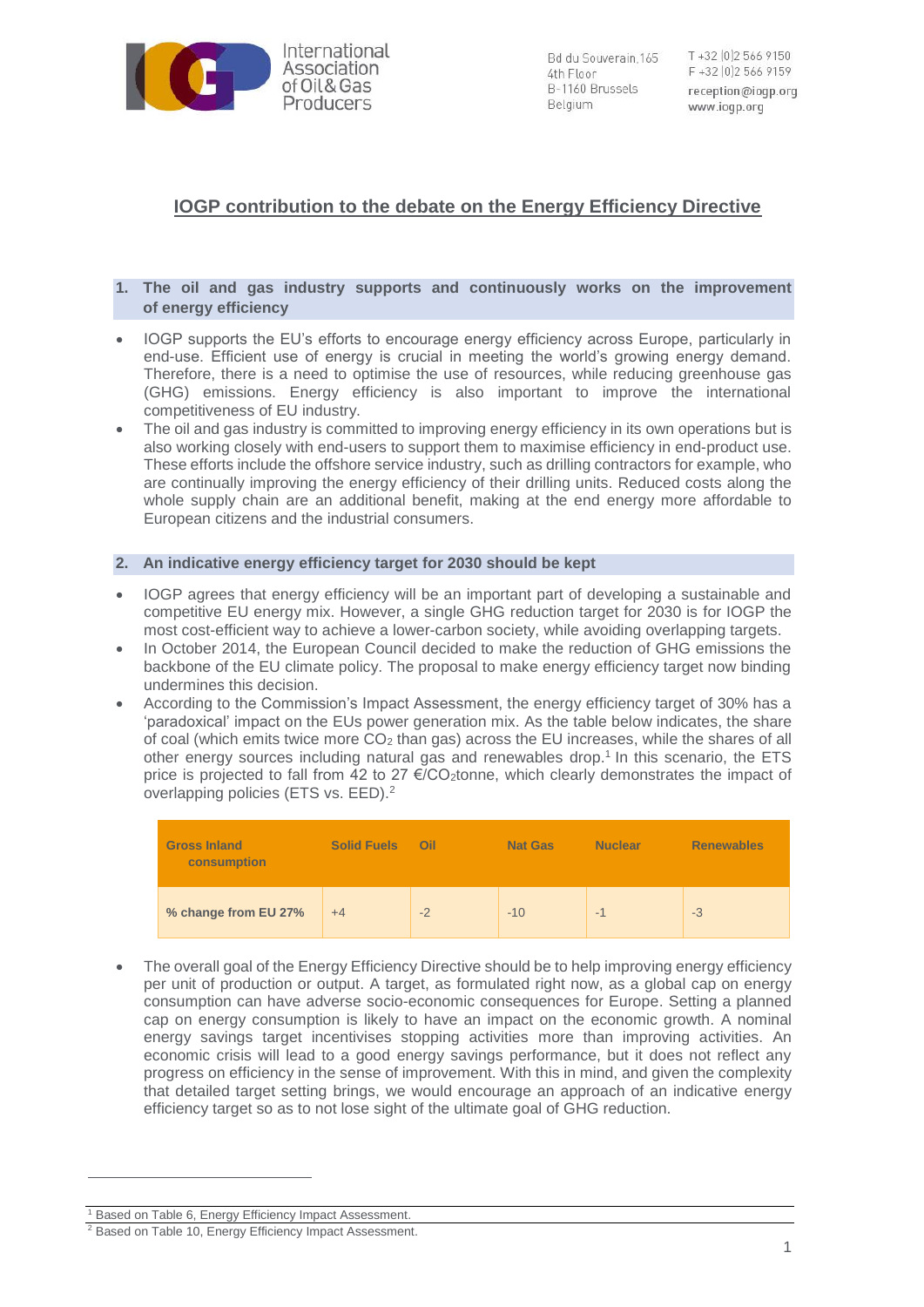International Association of Oil & Gas Producers

Bd du Souverain,165
4th Floor
B-1160 Brussels
Belgium

T +32 (0)2 566 9150
F +32 (0)2 566 9159
reception@iogp.org
www.iogp.org

# IOGP contribution to the debate on the Energy Efficiency Directive

## 1. The oil and gas industry supports and continuously works on the improvement of energy efficiency

- IOGP supports the EU's efforts to encourage energy efficiency across Europe, particularly in end-use. Efficient use of energy is crucial in meeting the world's growing energy demand. Therefore, there is a need to optimise the use of resources, while reducing greenhouse gas (GHG) emissions. Energy efficiency is also important to improve the international competitiveness of EU industry.
- The oil and gas industry is committed to improving energy efficiency in its own operations but is also working closely with end-users to support them to maximise efficiency in end-product use. These efforts include the offshore service industry, such as drilling contractors for example, who are continually improving the energy efficiency of their drilling units. Reduced costs along the whole supply chain are an additional benefit, making at the end energy more affordable to European citizens and the industrial consumers.

## 2. An indicative energy efficiency target for 2030 should be kept

- IOGP agrees that energy efficiency will be an important part of developing a sustainable and competitive EU energy mix. However, a single GHG reduction target for 2030 is for IOGP the most cost-efficient way to achieve a lower-carbon society, while avoiding overlapping targets.
- In October 2014, the European Council decided to make the reduction of GHG emissions the backbone of the EU climate policy. The proposal to make energy efficiency target now binding undermines this decision.
- According to the Commission's Impact Assessment, the energy efficiency target of 30% has a 'paradoxical' impact on the EUs power generation mix. As the table below indicates, the share of coal (which emits twice more $CO_2$ than gas) across the EU increases, while the shares of all other energy sources including natural gas and renewables drop.[1] In this scenario, the ETS price is projected to fall from 42 to 27 €/$CO_2$tonne, which clearly demonstrates the impact of overlapping policies (ETS vs. EED).[2]

| Gross Inland consumption | Solid Fuels | Oil | Nat Gas | Nuclear | Renewables |
|---|---|---|---|---|---|
| % change from EU 27% | +4 | -2 | -10 | -1 | -3 |

- The overall goal of the Energy Efficiency Directive should be to help improving energy efficiency per unit of production or output. A target, as formulated right now, as a global cap on energy consumption can have adverse socio-economic consequences for Europe. Setting a planned cap on energy consumption is likely to have an impact on the economic growth. A nominal energy savings target incentivises stopping activities more than improving activities. An economic crisis will lead to a good energy savings performance, but it does not reflect any progress on efficiency in the sense of improvement. With this in mind, and given the complexity that detailed target setting brings, we would encourage an approach of an indicative energy efficiency target so as to not lose sight of the ultimate goal of GHG reduction.

[1] Based on Table 6, Energy Efficiency Impact Assessment.

[2] Based on Table 10, Energy Efficiency Impact Assessment.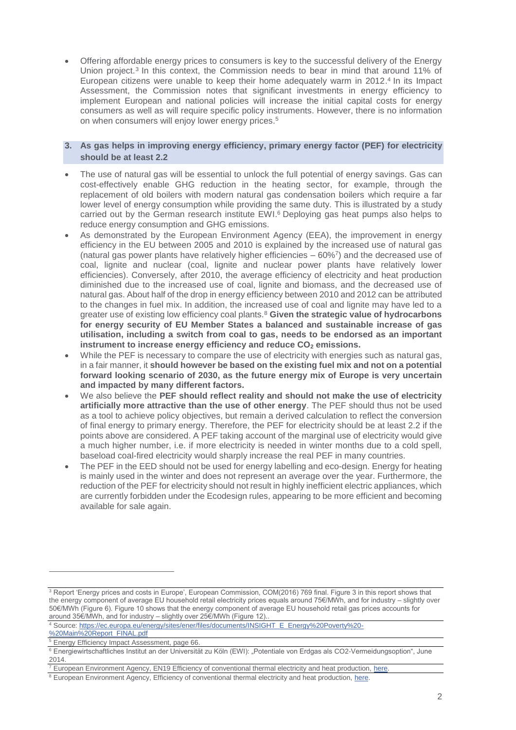- Offering affordable energy prices to consumers is key to the successful delivery of the Energy Union project.[3] In this context, the Commission needs to bear in mind that around 11% of European citizens were unable to keep their home adequately warm in 2012.[4] In its Impact Assessment, the Commission notes that significant investments in energy efficiency to implement European and national policies will increase the initial capital costs for energy consumers as well as will require specific policy instruments. However, there is no information on when consumers will enjoy lower energy prices.[5]

### 3. As gas helps in improving energy efficiency, primary energy factor (PEF) for electricity should be at least 2.2

- The use of natural gas will be essential to unlock the full potential of energy savings. Gas can cost-effectively enable GHG reduction in the heating sector, for example, through the replacement of old boilers with modern natural gas condensation boilers which require a far lower level of energy consumption while providing the same duty. This is illustrated by a study carried out by the German research institute EWI.[6] Deploying gas heat pumps also helps to reduce energy consumption and GHG emissions.
- As demonstrated by the European Environment Agency (EEA), the improvement in energy efficiency in the EU between 2005 and 2010 is explained by the increased use of natural gas (natural gas power plants have relatively higher efficiencies – 60%[7]) and the decreased use of coal, lignite and nuclear (coal, lignite and nuclear power plants have relatively lower efficiencies). Conversely, after 2010, the average efficiency of electricity and heat production diminished due to the increased use of coal, lignite and biomass, and the decreased use of natural gas. About half of the drop in energy efficiency between 2010 and 2012 can be attributed to the changes in fuel mix. In addition, the increased use of coal and lignite may have led to a greater use of existing low efficiency coal plants.[8] **Given the strategic value of hydrocarbons for energy security of EU Member States a balanced and sustainable increase of gas utilisation, including a switch from coal to gas, needs to be endorsed as an important instrument to increase energy efficiency and reduce $CO_2$ emissions.**
- While the PEF is necessary to compare the use of electricity with energies such as natural gas, in a fair manner, it **should however be based on the existing fuel mix and not on a potential forward looking scenario of 2030, as the future energy mix of Europe is very uncertain and impacted by many different factors.**
- We also believe the **PEF should reflect reality and should not make the use of electricity artificially more attractive than the use of other energy**. The PEF should thus not be used as a tool to achieve policy objectives, but remain a derived calculation to reflect the conversion of final energy to primary energy. Therefore, the PEF for electricity should be at least 2.2 if the points above are considered. A PEF taking account of the marginal use of electricity would give a much higher number, i.e. if more electricity is needed in winter months due to a cold spell, baseload coal-fired electricity would sharply increase the real PEF in many countries.
- The PEF in the EED should not be used for energy labelling and eco-design. Energy for heating is mainly used in the winter and does not represent an average over the year. Furthermore, the reduction of the PEF for electricity should not result in highly inefficient electric appliances, which are currently forbidden under the Ecodesign rules, appearing to be more efficient and becoming available for sale again.

---

[3] Report 'Energy prices and costs in Europe', European Commission, COM(2016) 769 final. Figure 3 in this report shows that the energy component of average EU household retail electricity prices equals around 75€/MWh, and for industry – slightly over 50€/MWh (Figure 6). Figure 10 shows that the energy component of average EU household retail gas prices accounts for around 35€/MWh, and for industry – slightly over 25€/MWh (Figure 12)..

[4] Source: https://ec.europa.eu/energy/sites/ener/files/documents/INSIGHT_E_Energy%20Poverty%20-%20Main%20Report_FINAL.pdf

[5] Energy Efficiency Impact Assessment, page 66.

[6] Energiewirtschaftliches Institut an der Universität zu Köln (EWI): „Potentiale von Erdgas als CO2-Vermeidungsoption", June 2014.

[7] European Environment Agency, EN19 Efficiency of conventional thermal electricity and heat production, here.

[8] European Environment Agency, Efficiency of conventional thermal electricity and heat production, here.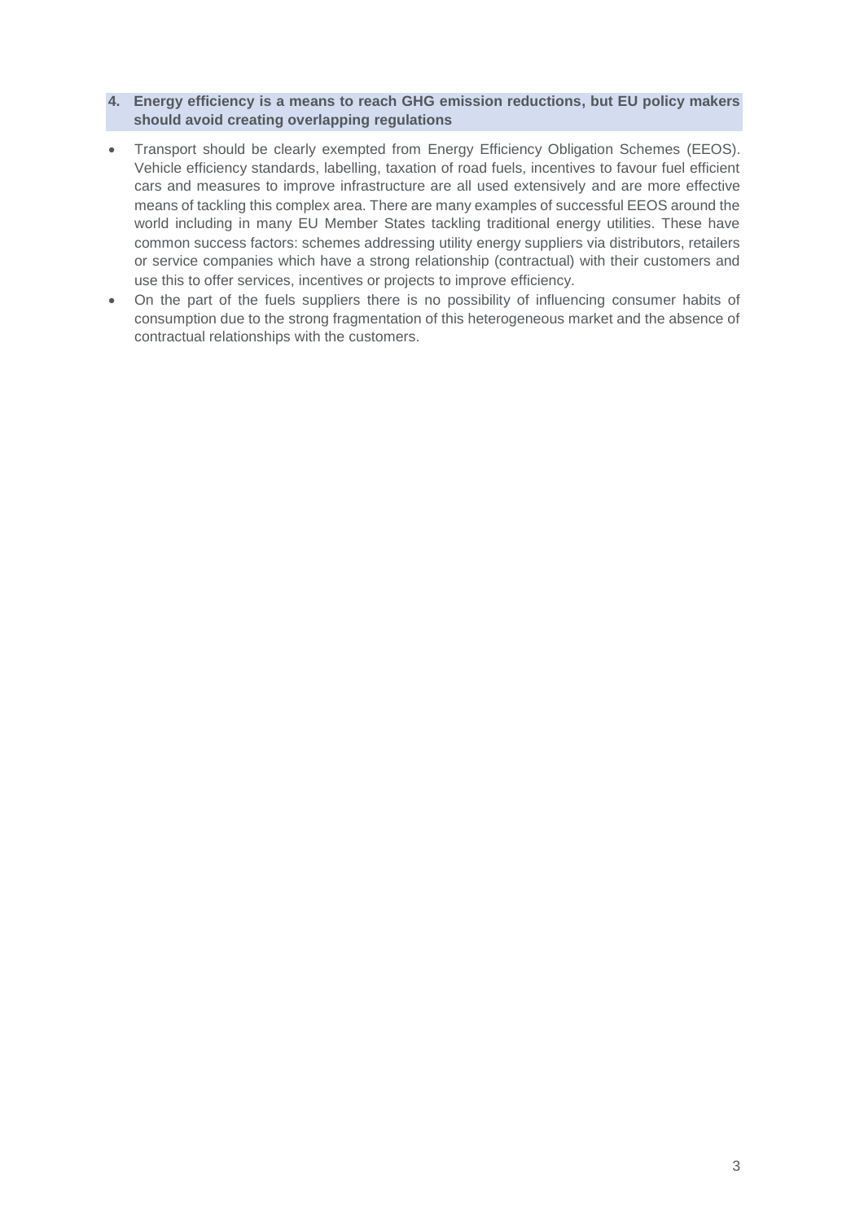## 4. Energy efficiency is a means to reach GHG emission reductions, but EU policy makers should avoid creating overlapping regulations

- Transport should be clearly exempted from Energy Efficiency Obligation Schemes (EEOS). Vehicle efficiency standards, labelling, taxation of road fuels, incentives to favour fuel efficient cars and measures to improve infrastructure are all used extensively and are more effective means of tackling this complex area. There are many examples of successful EEOS around the world including in many EU Member States tackling traditional energy utilities. These have common success factors: schemes addressing utility energy suppliers via distributors, retailers or service companies which have a strong relationship (contractual) with their customers and use this to offer services, incentives or projects to improve efficiency.
- On the part of the fuels suppliers there is no possibility of influencing consumer habits of consumption due to the strong fragmentation of this heterogeneous market and the absence of contractual relationships with the customers.